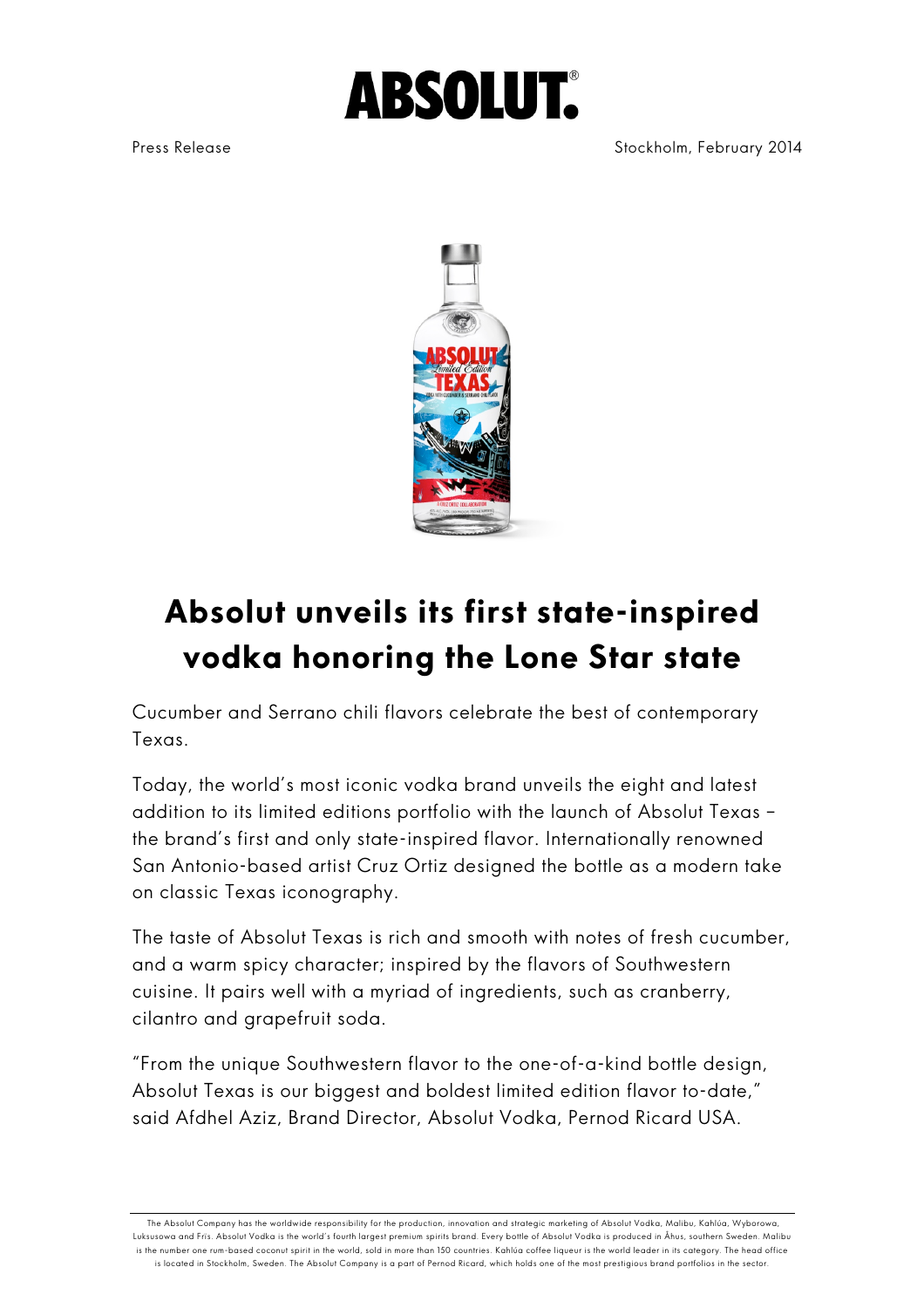# ABSOLUT.

Press Release

Stockholm, February 2014

# Absolut unveils its first state-inspired vodka honoring the Lone Star state

Cucumber and Serrano chili flavors celebrate the best of contemporary Texas.

Today, the world's most iconic vodka brand unveils the eight and latest addition to its limited editions portfolio with the launch of Absolut Texas – the brand's first and only state-inspired flavor. Internationally renowned San Antonio-based artist Cruz Ortiz designed the bottle as a modern take on classic Texas iconography.

The taste of Absolut Texas is rich and smooth with notes of fresh cucumber, and a warm spicy character; inspired by the flavors of Southwestern cuisine. It pairs well with a myriad of ingredients, such as cranberry, cilantro and grapefruit soda.

"From the unique Southwestern flavor to the one-of-a-kind bottle design, Absolut Texas is our biggest and boldest limited edition flavor to-date," said Afdhel Aziz, Brand Director, Absolut Vodka, Pernod Ricard USA.

---

The Absolut Company has the worldwide responsibility for the production, innovation and strategic marketing of Absolut Vodka, Malibu, Kahlúa, Wyborowa, Luksusowa and Frïs. Absolut Vodka is the world's fourth largest premium spirits brand. Every bottle of Absolut Vodka is produced in Åhus, southern Sweden. Malibu is the number one rum-based coconut spirit in the world, sold in more than 150 countries. Kahlúa coffee liqueur is the world leader in its category. The head office is located in Stockholm, Sweden. The Absolut Company is a part of Pernod Ricard, which holds one of the most prestigious brand portfolios in the sector.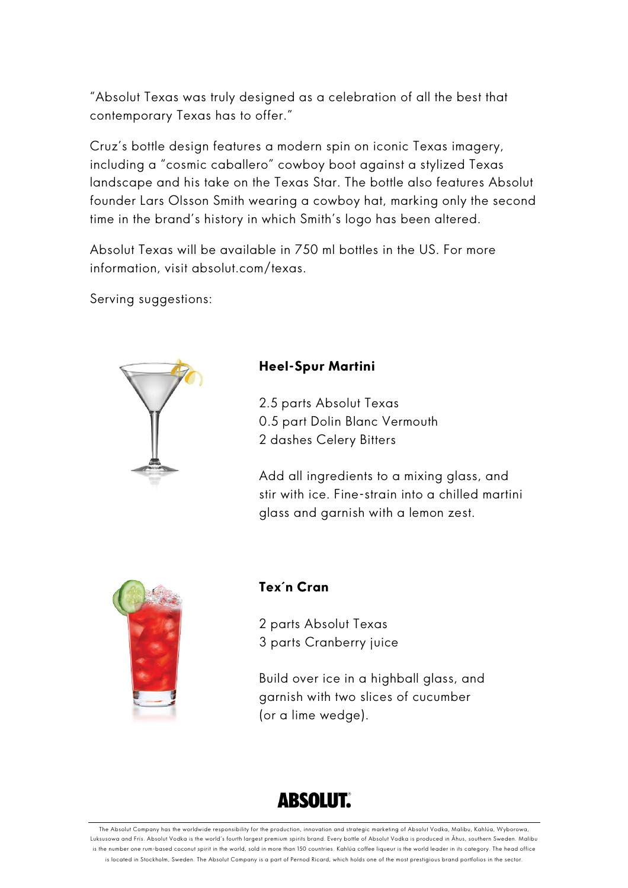"Absolut Texas was truly designed as a celebration of all the best that contemporary Texas has to offer."

Cruz's bottle design features a modern spin on iconic Texas imagery, including a "cosmic caballero" cowboy boot against a stylized Texas landscape and his take on the Texas Star. The bottle also features Absolut founder Lars Olsson Smith wearing a cowboy hat, marking only the second time in the brand's history in which Smith's logo has been altered.

Absolut Texas will be available in 750 ml bottles in the US. For more information, visit absolut.com/texas.

Serving suggestions:

**Heel-Spur Martini**

2.5 parts Absolut Texas
0.5 part Dolin Blanc Vermouth
2 dashes Celery Bitters

Add all ingredients to a mixing glass, and stir with ice. Fine-strain into a chilled martini glass and garnish with a lemon zest.

**Tex´n Cran**

2 parts Absolut Texas
3 parts Cranberry juice

Build over ice in a highball glass, and garnish with two slices of cucumber (or a lime wedge).

ABSOLUT.

The Absolut Company has the worldwide responsibility for the production, innovation and strategic marketing of Absolut Vodka, Malibu, Kahlúa, Wyborowa, Luksusowa and Fris. Absolut Vodka is the world's fourth largest premium spirits brand. Every bottle of Absolut Vodka is produced in Åhus, southern Sweden. Malibu is the number one rum-based coconut spirit in the world, sold in more than 150 countries. Kahlúa coffee liqueur is the world leader in its category. The head office is located in Stockholm, Sweden. The Absolut Company is a part of Pernod Ricard, which holds one of the most prestigious brand portfolios in the sector.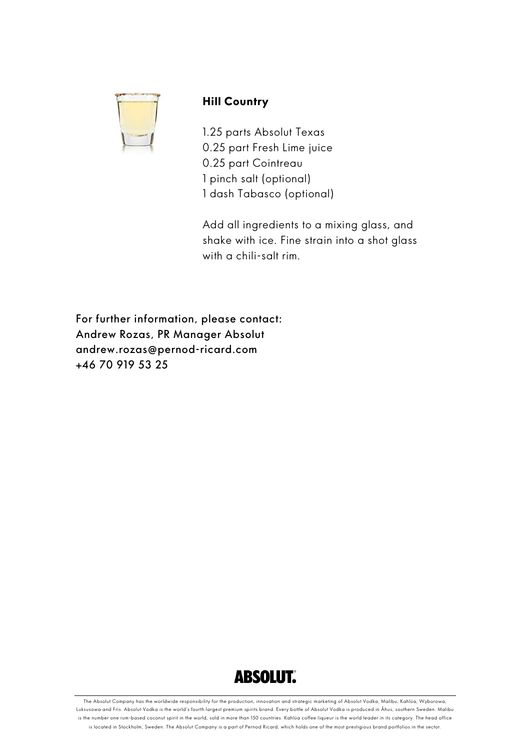**Hill Country**

1.25 parts Absolut Texas
0.25 part Fresh Lime juice
0.25 part Cointreau
1 pinch salt (optional)
1 dash Tabasco (optional)

Add all ingredients to a mixing glass, and shake with ice. Fine strain into a shot glass with a chili-salt rim.

For further information, please contact:
Andrew Rozas, PR Manager Absolut
andrew.rozas@pernod-ricard.com
+46 70 919 53 25

ABSOLUT.

The Absolut Company has the worldwide responsibility for the production, innovation and strategic marketing of Absolut Vodka, Malibu, Kahlúa, Wyborowa, Luksusowa and Fris. Absolut Vodka is the world's fourth largest premium spirits brand. Every bottle of Absolut Vodka is produced in Åhus, southern Sweden. Malibu is the number one rum-based coconut spirit in the world, sold in more than 150 countries. Kahlúa coffee liqueur is the world leader in its category. The head office is located in Stockholm, Sweden. The Absolut Company is a part of Pernod Ricard, which holds one of the most prestigious brand portfolios in the sector.